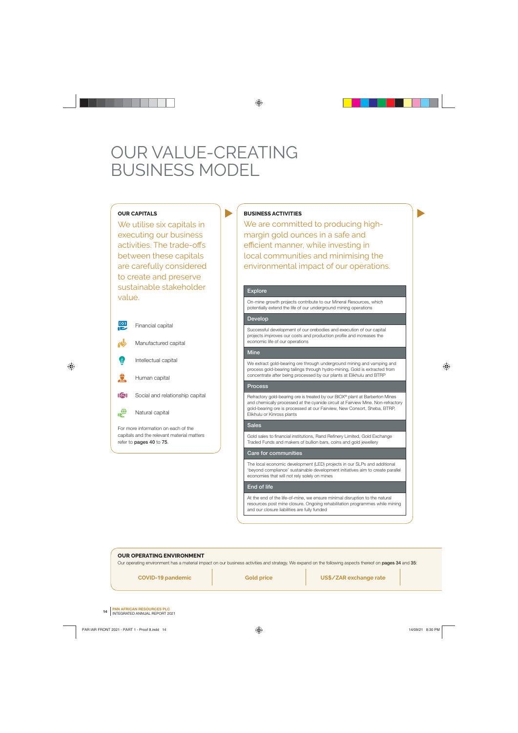# OUR VALUE-CREATING BUSINESS MODEL

## OUR CAPITALS

We utilise six capitals in executing our business activities. The trade-offs between these capitals are carefully considered to create and preserve sustainable stakeholder value.

- Financial capital
- Manufactured capital
- Intellectual capital
- Human capital
- Social and relationship capital
- Natural capital

For more information on each of the capitals and the relevant material matters refer to **pages 40** to **75**.

## BUSINESS ACTIVITIES

We are committed to producing high-margin gold ounces in a safe and efficient manner, while investing in local communities and minimising the environmental impact of our operations.

### Explore

On-mine growth projects contribute to our Mineral Resources, which potentially extend the life of our underground mining operations

### Develop

Successful development of our orebodies and execution of our capital projects improves our costs and production profile and increases the economic life of our operations

### Mine

We extract gold-bearing ore through underground mining and vamping and process gold-bearing tailings through hydro-mining. Gold is extracted from concentrate after being processed by our plants at Elikhulu and BTRP

### Process

Refractory gold-bearing ore is treated by our BIOX® plant at Barberton Mines and chemically processed at the cyanide circuit at Fairview Mine. Non-refractory gold-bearing ore is processed at our Fairview, New Consort, Sheba, BTRP, Elikhulu or Kinross plants

### Sales

Gold sales to financial institutions, Rand Refinery Limited, Gold Exchange Traded Funds and makers of bullion bars, coins and gold jewellery

### Care for communities

The local economic development (LED) projects in our SLPs and additional 'beyond compliance' sustainable development initiatives aim to create parallel economies that will not rely solely on mines

### End of life

At the end of the life-of-mine, we ensure minimal disruption to the natural resources post mine closure. Ongoing rehabilitation programmes while mining and our closure liabilities are fully funded

## OUR OPERATING ENVIRONMENT

Our operating environment has a material impact on our business activities and strategy. We expand on the following aspects thereof on **pages 34** and **35**:

- **COVID-19 pandemic**
- **Gold price**
- **US$/ZAR exchange rate**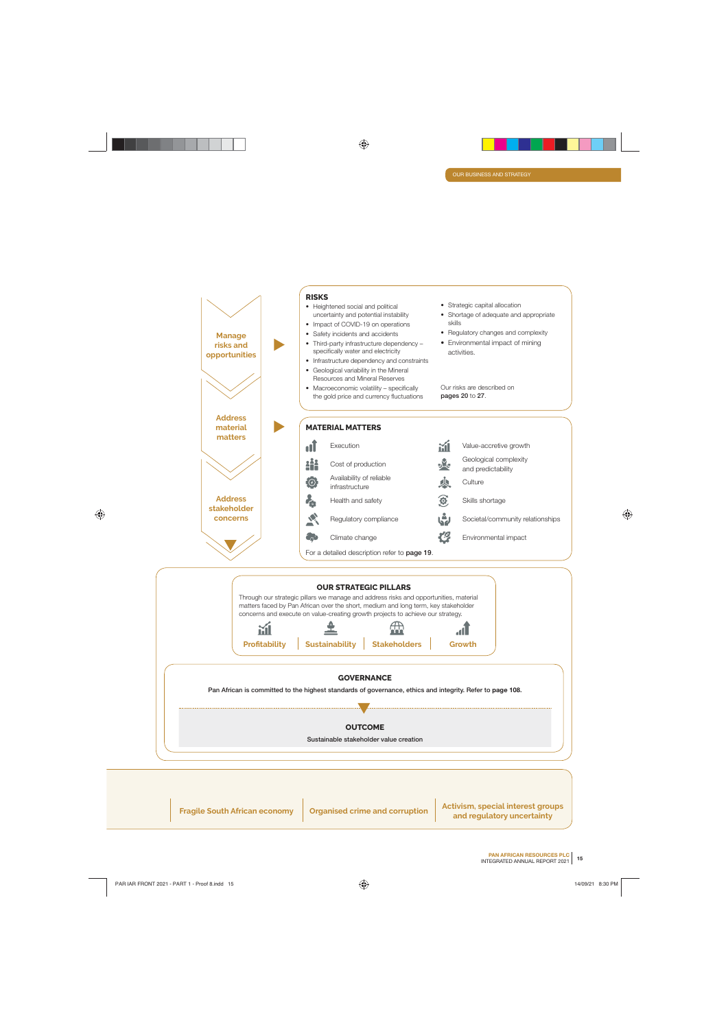**Manage risks and opportunities**

## RISKS

- Heightened social and political uncertainty and potential instability
- Impact of COVID-19 on operations
- Safety incidents and accidents
- Third-party infrastructure dependency – specifically water and electricity
- Infrastructure dependency and constraints
- Geological variability in the Mineral Resources and Mineral Reserves
- Macroeconomic volatility – specifically the gold price and currency fluctuations
- Strategic capital allocation
- Shortage of adequate and appropriate skills
- Regulatory changes and complexity
- Environmental impact of mining activities.

Our risks are described on **pages 20** to **27**.

**Address material matters**

## MATERIAL MATTERS

- Execution
- Cost of production
- Availability of reliable infrastructure
- Health and safety
- Regulatory compliance
- Climate change
- Value-accretive growth
- Geological complexity and predictability
- Culture
- Skills shortage
- Societal/community relationships
- Environmental impact

For a detailed description refer to **page 19**.

**Address stakeholder concerns**

## OUR STRATEGIC PILLARS

Through our strategic pillars we manage and address risks and opportunities, material matters faced by Pan African over the short, medium and long term, key stakeholder concerns and execute on value-creating growth projects to achieve our strategy.

**Profitability** | **Sustainability** | **Stakeholders** | **Growth**

## GOVERNANCE

Pan African is committed to the highest standards of governance, ethics and integrity. Refer to **page 108.**

## OUTCOME

Sustainable stakeholder value creation

**Fragile South African economy** | **Organised crime and corruption** | **Activism, special interest groups and regulatory uncertainty**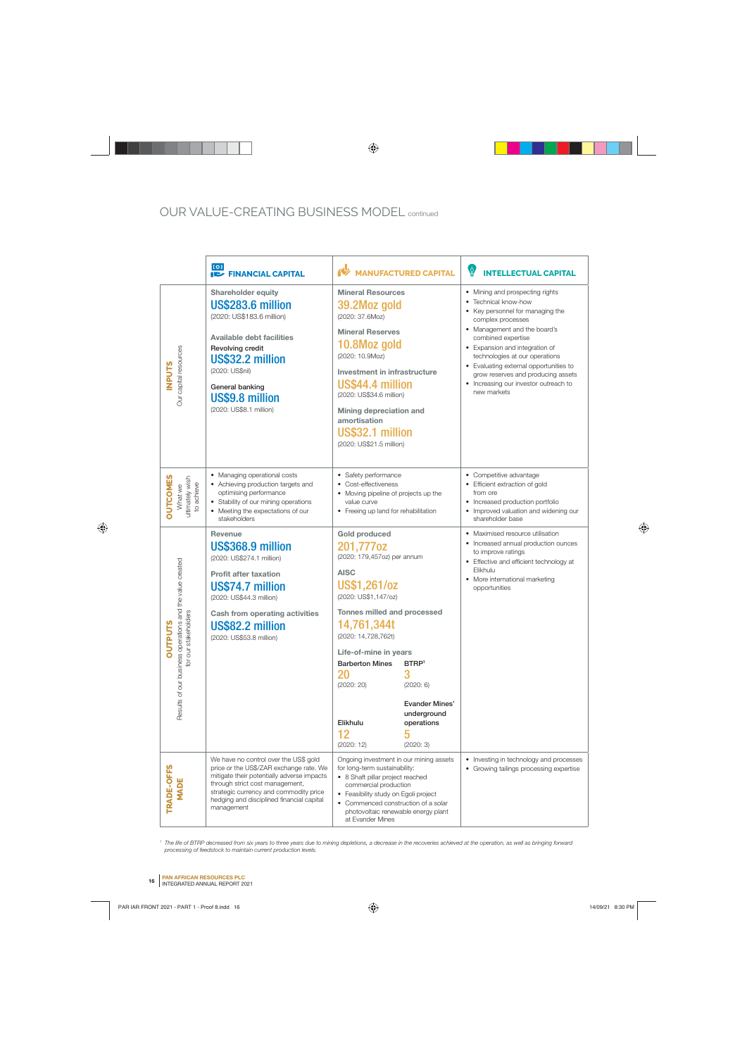# OUR VALUE-CREATING BUSINESS MODEL continued

| | FINANCIAL CAPITAL | MANUFACTURED CAPITAL | INTELLECTUAL CAPITAL |
|---|---|---|---|
| **INPUTS** Our capital resources | **Shareholder equity**<br>**US$283.6 million**<br>(2020: US$183.6 million)<br><br>**Available debt facilities**<br>Revolving credit<br>**US$32.2 million**<br>(2020: US$nil)<br><br>General banking<br>**US$9.8 million**<br>(2020: US$8.1 million) | **Mineral Resources**<br>**39.2Moz gold**<br>(2020: 37.6Moz)<br><br>**Mineral Reserves**<br>**10.8Moz gold**<br>(2020: 10.9Moz)<br><br>**Investment in infrastructure**<br>**US$44.4 million**<br>(2020: US$34.6 million)<br><br>**Mining depreciation and amortisation**<br>**US$32.1 million**<br>(2020: US$21.5 million) | • Mining and prospecting rights<br>• Technical know-how<br>• Key personnel for managing the complex processes<br>• Management and the board's combined expertise<br>• Expansion and integration of technologies at our operations<br>• Evaluating external opportunities to grow reserves and producing assets<br>• Increasing our investor outreach to new markets |
| **OUTCOMES** What we ultimately wish to achieve | • Managing operational costs<br>• Achieving production targets and optimising performance<br>• Stability of our mining operations<br>• Meeting the expectations of our stakeholders | • Safety performance<br>• Cost-effectiveness<br>• Moving pipeline of projects up the value curve<br>• Freeing up land for rehabilitation | • Competitive advantage<br>• Efficient extraction of gold from ore<br>• Increased production portfolio<br>• Improved valuation and widening our shareholder base |
| **OUTPUTS** Results of our business operations and the value created for our stakeholders | **Revenue**<br>**US$368.9 million**<br>(2020: US$274.1 million)<br><br>**Profit after taxation**<br>**US$74.7 million**<br>(2020: US$44.3 million)<br><br>**Cash from operating activities**<br>**US$82.2 million**<br>(2020: US$53.8 million) | **Gold produced**<br>**201,777oz**<br>(2020: 179,457oz) per annum<br><br>**AISC**<br>**US$1,261/oz**<br>(2020: US$1,147/oz)<br><br>**Tonnes milled and processed**<br>**14,761,344t**<br>(2020: 14,728,762t)<br><br>**Life-of-mine in years**<br>Barberton Mines **20** (2020: 20)<br>BTRP[1] **3** (2020: 6)<br>Elikhulu **12** (2020: 12)<br>Evander Mines' underground operations **5** (2020: 3) | • Maximised resource utilisation<br>• Increased annual production ounces to improve ratings<br>• Effective and efficient technology at Elikhulu<br>• More international marketing opportunities |
| **TRADE-OFFS MADE** | We have no control over the US$ gold price or the US$/ZAR exchange rate. We mitigate their potentially adverse impacts through strict cost management, strategic currency and commodity price hedging and disciplined financial capital management | Ongoing investment in our mining assets for long-term sustainability:<br>• 8 Shaft pillar project reached commercial production<br>• Feasibility study on Egoli project<br>• Commenced construction of a solar photovoltaic renewable energy plant at Evander Mines | • Investing in technology and processes<br>• Growing tailings processing expertise |

[1] *The life of BTRP decreased from six years to three years due to mining depletions, a decrease in the recoveries achieved at the operation, as well as bringing forward processing of feedstock to maintain current production levels.*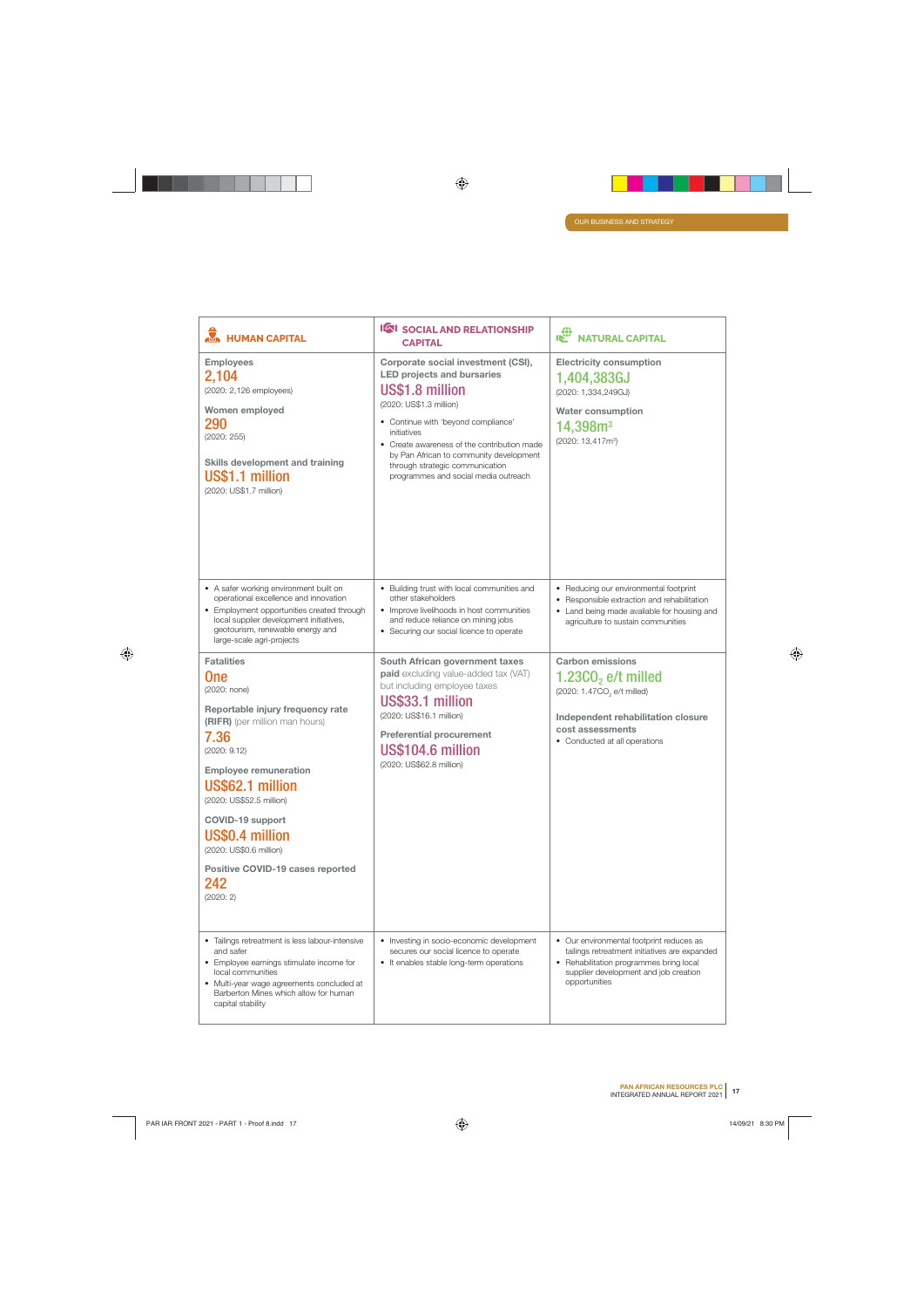| HUMAN CAPITAL | SOCIAL AND RELATIONSHIP CAPITAL | NATURAL CAPITAL |
|---|---|---|
| **Employees**<br>2,104<br>(2020: 2,126 employees)<br><br>**Women employed**<br>290<br>(2020: 255)<br><br>**Skills development and training**<br>US$1.1 million<br>(2020: US$1.7 million) | **Corporate social investment (CSI), LED projects and bursaries**<br>US$1.8 million<br>(2020: US$1.3 million)<br><br>• Continue with 'beyond compliance' initiatives<br>• Create awareness of the contribution made by Pan African to community development through strategic communication programmes and social media outreach | **Electricity consumption**<br>1,404,383GJ<br>(2020: 1,334,249GJ)<br><br>**Water consumption**<br>14,398m³<br>(2020: 13,417m³) |
| • A safer working environment built on operational excellence and innovation<br>• Employment opportunities created through local supplier development initiatives, geotourism, renewable energy and large-scale agri-projects | • Building trust with local communities and other stakeholders<br>• Improve livelihoods in host communities and reduce reliance on mining jobs<br>• Securing our social licence to operate | • Reducing our environmental footprint<br>• Responsible extraction and rehabilitation<br>• Land being made available for housing and agriculture to sustain communities |
| **Fatalities**<br>One<br>(2020: none)<br><br>**Reportable injury frequency rate (RIFR)** (per million man hours)<br>7.36<br>(2020: 9.12)<br><br>**Employee remuneration**<br>US$62.1 million<br>(2020: US$52.5 million)<br><br>**COVID-19 support**<br>US$0.4 million<br>(2020: US$0.6 million)<br><br>**Positive COVID-19 cases reported**<br>242<br>(2020: 2) | **South African government taxes paid** excluding value-added tax (VAT) but including employee taxes<br>US$33.1 million<br>(2020: US$16.1 million)<br><br>**Preferential procurement**<br>US$104.6 million<br>(2020: US$62.8 million) | **Carbon emissions**<br>1.23$CO_2$ e/t milled<br>(2020: 1.47$CO_2$ e/t milled)<br><br>**Independent rehabilitation closure cost assessments**<br>• Conducted at all operations |
| • Tailings retreatment is less labour-intensive and safer<br>• Employee earnings stimulate income for local communities<br>• Multi-year wage agreements concluded at Barberton Mines which allow for human capital stability | • Investing in socio-economic development secures our social licence to operate<br>• It enables stable long-term operations | • Our environmental footprint reduces as tailings retreatment initiatives are expanded<br>• Rehabilitation programmes bring local supplier development and job creation opportunities |